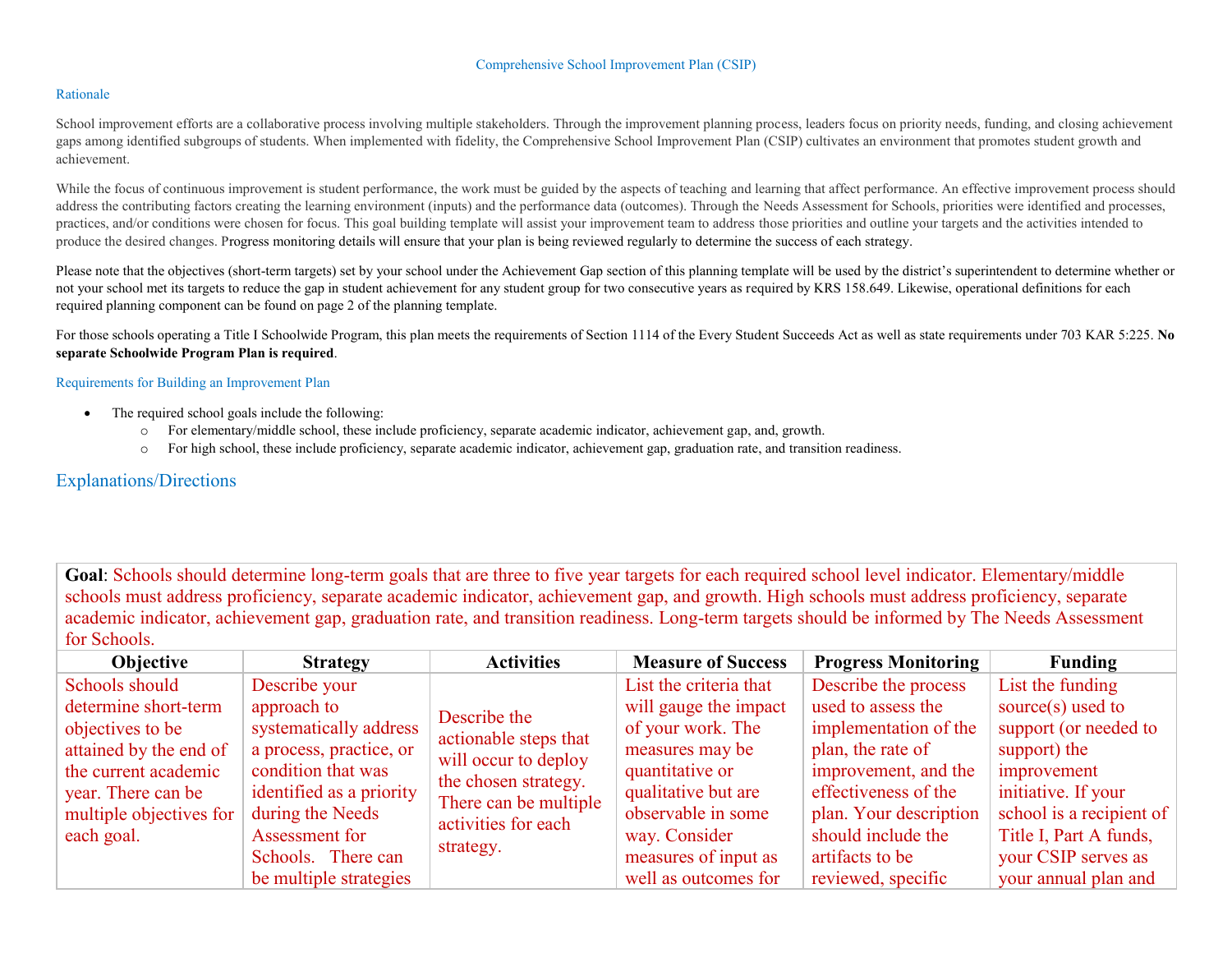# Comprehensive School Improvement Plan (CSIP)

## Rationale

School improvement efforts are a collaborative process involving multiple stakeholders. Through the improvement planning process, leaders focus on priority needs, funding, and closing achievement gaps among identified subgroups of students. When implemented with fidelity, the Comprehensive School Improvement Plan (CSIP) cultivates an environment that promotes student growth and achievement.

While the focus of continuous improvement is student performance, the work must be guided by the aspects of teaching and learning that affect performance. An effective improvement process should address the contributing factors creating the learning environment (inputs) and the performance data (outcomes). Through the Needs Assessment for Schools, priorities were identified and processes, practices, and/or conditions were chosen for focus. This goal building template will assist your improvement team to address those priorities and outline your targets and the activities intended to produce the desired changes. Progress monitoring details will ensure that your plan is being reviewed regularly to determine the success of each strategy.

Please note that the objectives (short-term targets) set by your school under the Achievement Gap section of this planning template will be used by the district's superintendent to determine whether or not your school met its targets to reduce the gap in student achievement for any student group for two consecutive years as required by KRS 158.649. Likewise, operational definitions for each required planning component can be found on page 2 of the planning template.

For those schools operating a Title I Schoolwide Program, this plan meets the requirements of Section 1114 of the Every Student Succeeds Act as well as state requirements under 703 KAR 5:225. **No separate Schoolwide Program Plan is required**.

## Requirements for Building an Improvement Plan

- The required school goals include the following:
  - For elementary/middle school, these include proficiency, separate academic indicator, achievement gap, and, growth.
  - For high school, these include proficiency, separate academic indicator, achievement gap, graduation rate, and transition readiness.

## Explanations/Directions

**Goal**: Schools should determine long-term goals that are three to five year targets for each required school level indicator. Elementary/middle schools must address proficiency, separate academic indicator, achievement gap, and growth. High schools must address proficiency, separate academic indicator, achievement gap, graduation rate, and transition readiness. Long-term targets should be informed by The Needs Assessment for Schools.

| Objective | Strategy | Activities | Measure of Success | Progress Monitoring | Funding |
|---|---|---|---|---|---|
| Schools should determine short-term objectives to be attained by the end of the current academic year. There can be multiple objectives for each goal. | Describe your approach to systematically address a process, practice, or condition that was identified as a priority during the Needs Assessment for Schools. There can be multiple strategies | Describe the actionable steps that will occur to deploy the chosen strategy. There can be multiple activities for each strategy. | List the criteria that will gauge the impact of your work. The measures may be quantitative or qualitative but are observable in some way. Consider measures of input as well as outcomes for | Describe the process used to assess the implementation of the plan, the rate of improvement, and the effectiveness of the plan. Your description should include the artifacts to be reviewed, specific | List the funding source(s) used to support (or needed to support) the improvement initiative. If your school is a recipient of Title I, Part A funds, your CSIP serves as your annual plan and |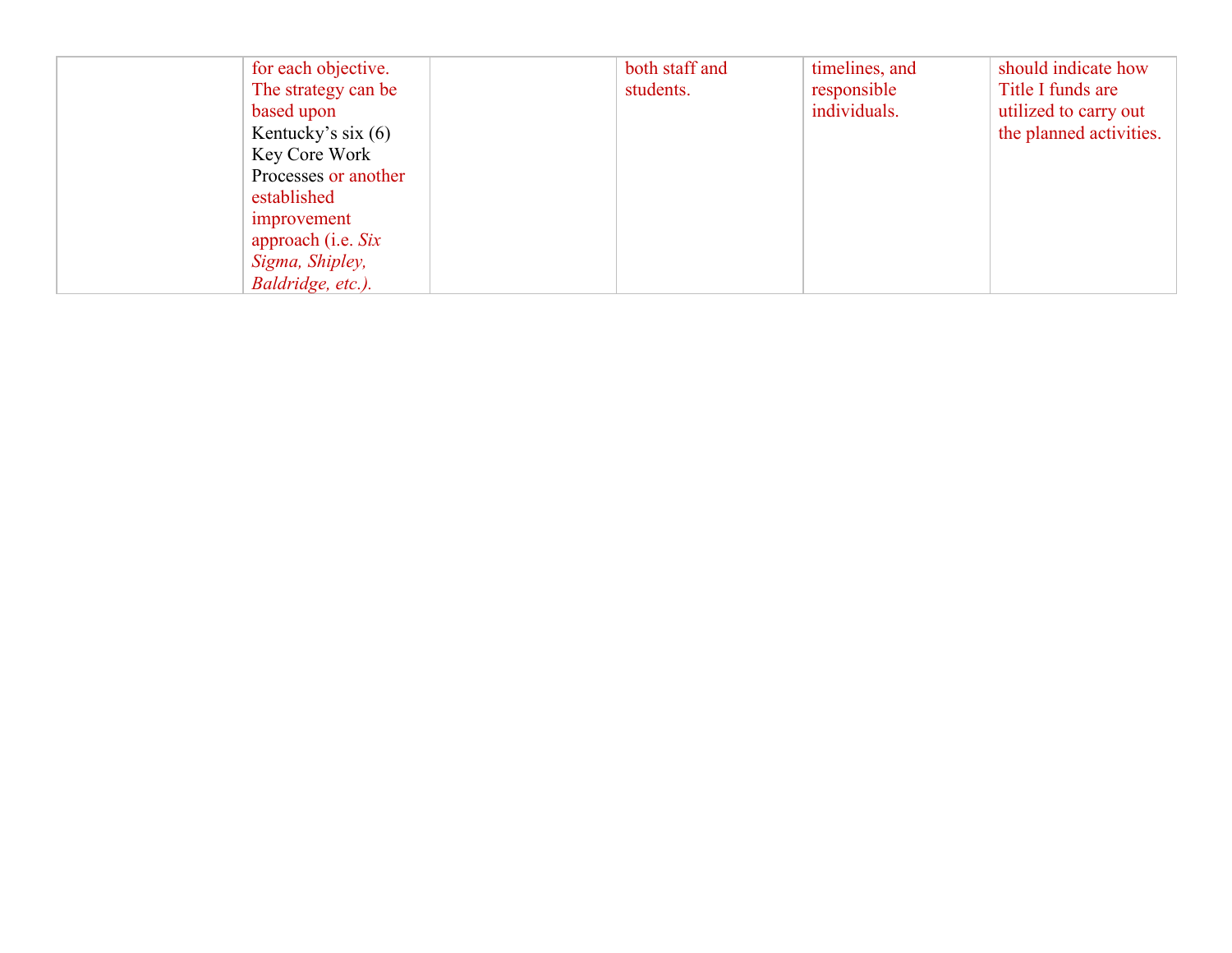|  |  |  |  |  |  |
|---|---|---|---|---|---|
|  | for each objective. The strategy can be based upon Kentucky's six (6) Key Core Work Processes or another established improvement approach (i.e. *Six Sigma, Shipley, Baldridge, etc.).* |  | both staff and students. | timelines, and responsible individuals. | should indicate how Title I funds are utilized to carry out the planned activities. |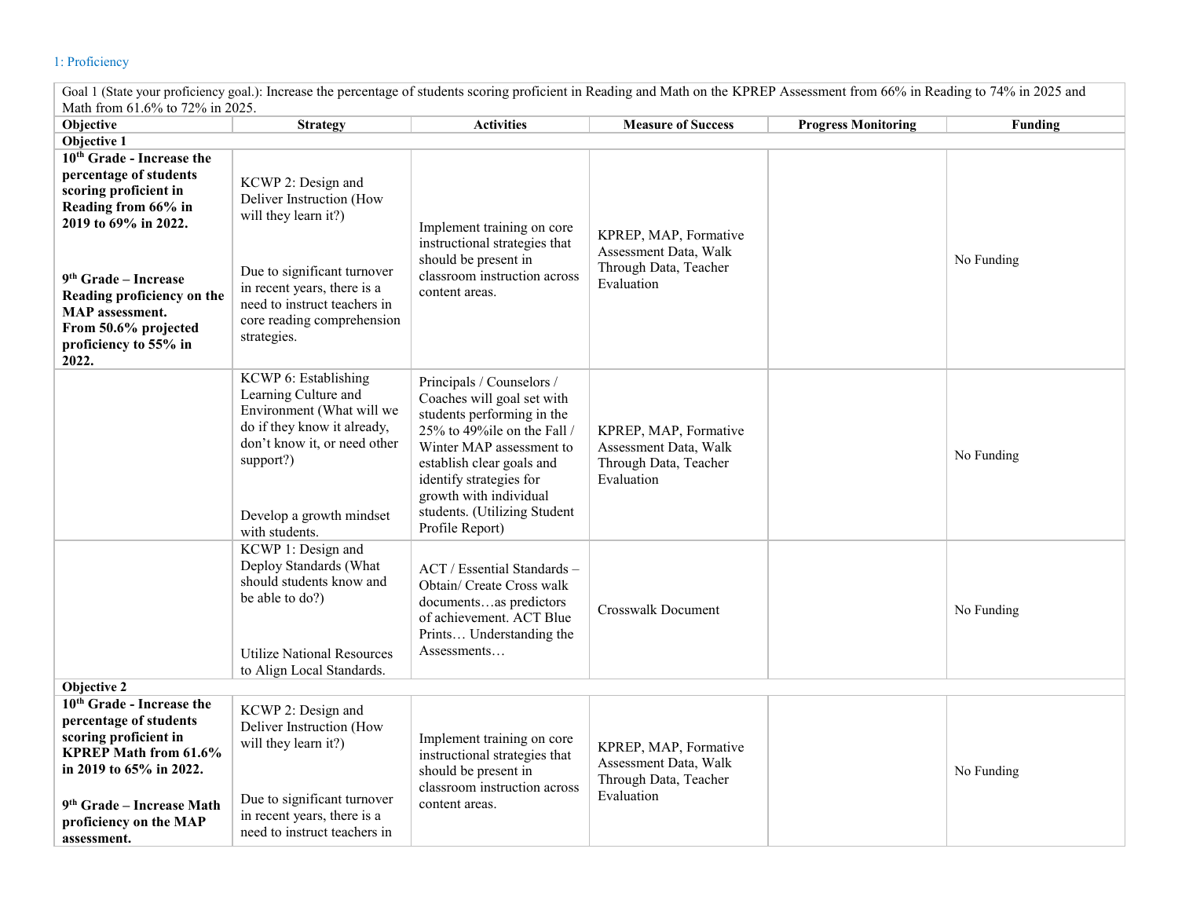## 1: Proficiency

| Goal 1 (State your proficiency goal.): Increase the percentage of students scoring proficient in Reading and Math on the KPREP Assessment from 66% in Reading to 74% in 2025 and Math from 61.6% to 72% in 2025. | | | | | |
|---|---|---|---|---|---|
| **Objective** | **Strategy** | **Activities** | **Measure of Success** | **Progress Monitoring** | **Funding** |
| **Objective 1** | | | | | |
| **10th Grade - Increase the percentage of students scoring proficient in Reading from 66% in 2019 to 69% in 2022.**<br><br>**9th Grade – Increase Reading proficiency on the MAP assessment. From 50.6% projected proficiency to 55% in 2022.** | KCWP 2: Design and Deliver Instruction (How will they learn it?)<br><br>Due to significant turnover in recent years, there is a need to instruct teachers in core reading comprehension strategies. | Implement training on core instructional strategies that should be present in classroom instruction across content areas. | KPREP, MAP, Formative Assessment Data, Walk Through Data, Teacher Evaluation | | No Funding |
| | KCWP 6: Establishing Learning Culture and Environment (What will we do if they know it already, don't know it, or need other support?)<br><br>Develop a growth mindset with students. | Principals / Counselors / Coaches will goal set with students performing in the 25% to 49%ile on the Fall / Winter MAP assessment to establish clear goals and identify strategies for growth with individual students. (Utilizing Student Profile Report) | KPREP, MAP, Formative Assessment Data, Walk Through Data, Teacher Evaluation | | No Funding |
| | KCWP 1: Design and Deploy Standards (What should students know and be able to do?)<br><br>Utilize National Resources to Align Local Standards. | ACT / Essential Standards – Obtain/ Create Cross walk documents…as predictors of achievement. ACT Blue Prints… Understanding the Assessments… | Crosswalk Document | | No Funding |
| **Objective 2** | | | | | |
| **10th Grade - Increase the percentage of students scoring proficient in KPREP Math from 61.6% in 2019 to 65% in 2022.**<br><br>**9th Grade – Increase Math proficiency on the MAP assessment.** | KCWP 2: Design and Deliver Instruction (How will they learn it?)<br><br>Due to significant turnover in recent years, there is a need to instruct teachers in | Implement training on core instructional strategies that should be present in classroom instruction across content areas. | KPREP, MAP, Formative Assessment Data, Walk Through Data, Teacher Evaluation | | No Funding |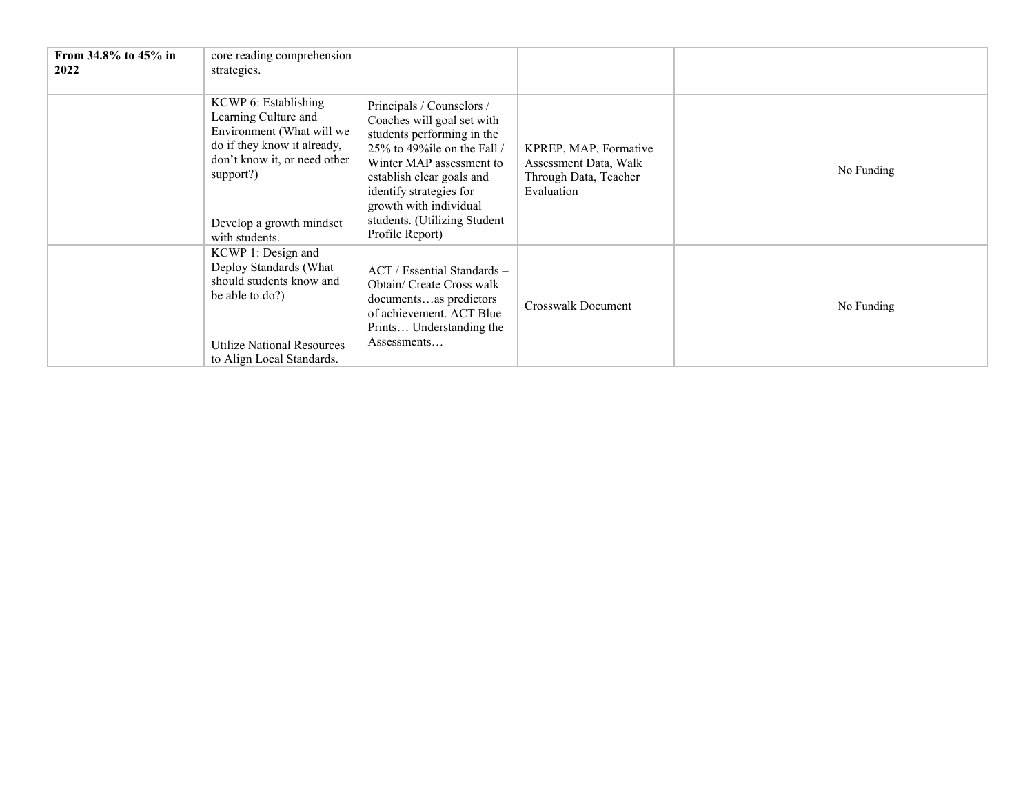| | | | | | |
|---|---|---|---|---|---|
| **From 34.8% to 45% in 2022** | core reading comprehension strategies. | | | | |
| | KCWP 6: Establishing Learning Culture and Environment (What will we do if they know it already, don't know it, or need other support?)<br><br>Develop a growth mindset with students. | Principals / Counselors / Coaches will goal set with students performing in the 25% to 49%ile on the Fall / Winter MAP assessment to establish clear goals and identify strategies for growth with individual students. (Utilizing Student Profile Report) | KPREP, MAP, Formative Assessment Data, Walk Through Data, Teacher Evaluation | | No Funding |
| | KCWP 1: Design and Deploy Standards (What should students know and be able to do?)<br><br>Utilize National Resources to Align Local Standards. | ACT / Essential Standards – Obtain/ Create Cross walk documents…as predictors of achievement. ACT Blue Prints… Understanding the Assessments… | Crosswalk Document | | No Funding |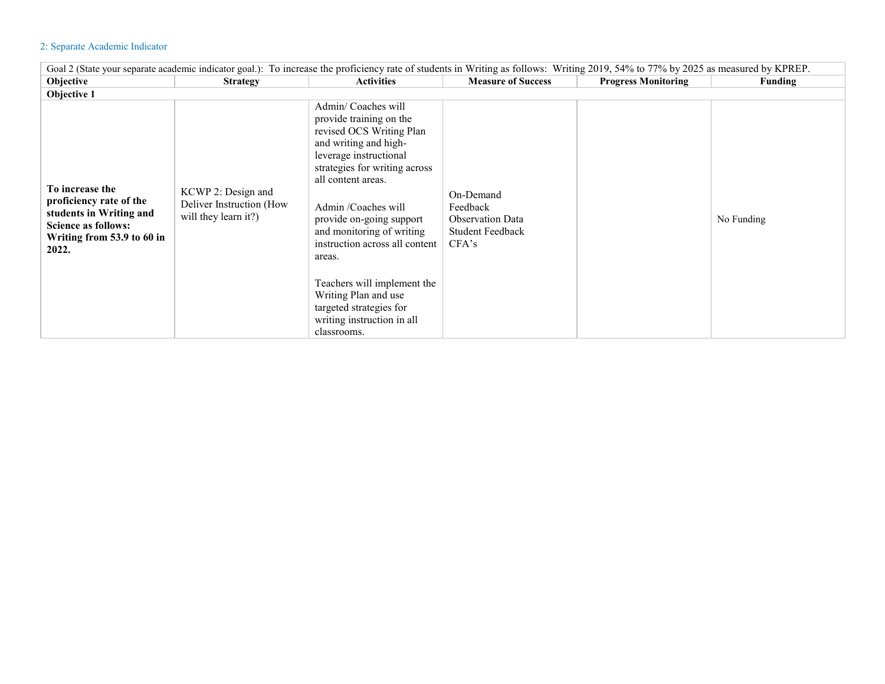## 2: Separate Academic Indicator

| Goal 2 (State your separate academic indicator goal.): To increase the proficiency rate of students in Writing as follows: Writing 2019, 54% to 77% by 2025 as measured by KPREP. | | | | | |
|---|---|---|---|---|---|
| **Objective** | **Strategy** | **Activities** | **Measure of Success** | **Progress Monitoring** | **Funding** |
| **Objective 1** | | | | | |
| **To increase the proficiency rate of the students in Writing and Science as follows: Writing from 53.9 to 60 in 2022.** | KCWP 2: Design and Deliver Instruction (How will they learn it?) | Admin/ Coaches will provide training on the revised OCS Writing Plan and writing and high-leverage instructional strategies for writing across all content areas.<br><br>Admin /Coaches will provide on-going support and monitoring of writing instruction across all content areas.<br><br>Teachers will implement the Writing Plan and use targeted strategies for writing instruction in all classrooms. | On-Demand<br>Feedback<br>Observation Data<br>Student Feedback<br>CFA's | | No Funding |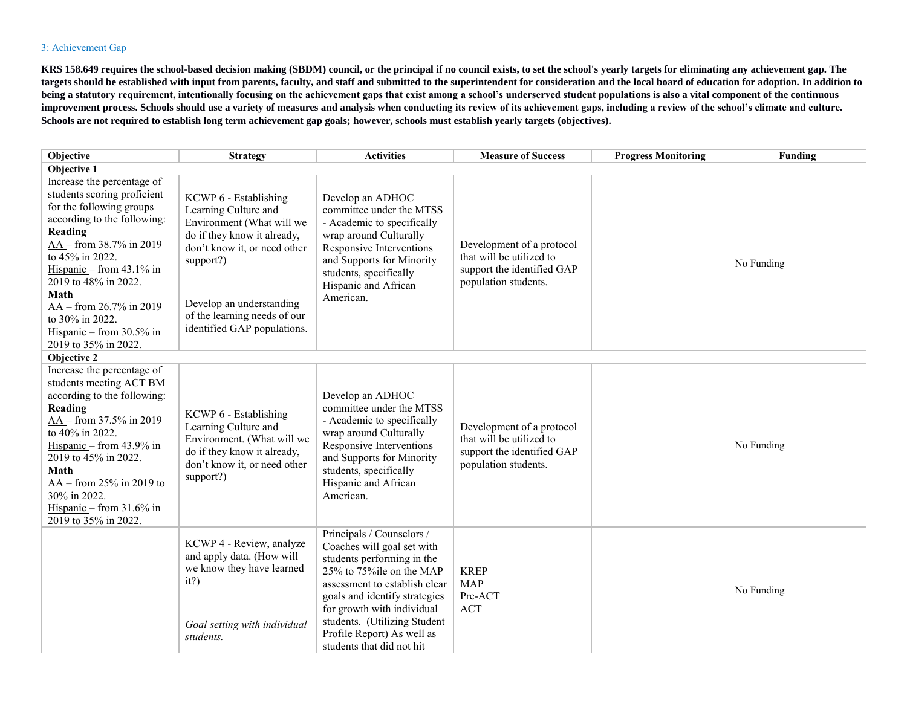### 3: Achievement Gap

**KRS 158.649 requires the school-based decision making (SBDM) council, or the principal if no council exists, to set the school's yearly targets for eliminating any achievement gap. The targets should be established with input from parents, faculty, and staff and submitted to the superintendent for consideration and the local board of education for adoption. In addition to being a statutory requirement, intentionally focusing on the achievement gaps that exist among a school's underserved student populations is also a vital component of the continuous improvement process. Schools should use a variety of measures and analysis when conducting its review of its achievement gaps, including a review of the school's climate and culture. Schools are not required to establish long term achievement gap goals; however, schools must establish yearly targets (objectives).**

| Objective | Strategy | Activities | Measure of Success | Progress Monitoring | Funding |
|---|---|---|---|---|---|
| **Objective 1** | | | | | |
| Increase the percentage of students scoring proficient for the following groups according to the following:<br>**Reading**<br>AA – from 38.7% in 2019 to 45% in 2022.<br>Hispanic – from 43.1% in 2019 to 48% in 2022.<br>**Math**<br>AA – from 26.7% in 2019 to 30% in 2022.<br>Hispanic – from 30.5% in 2019 to 35% in 2022. | KCWP 6 - Establishing Learning Culture and Environment (What will we do if they know it already, don't know it, or need other support?)<br><br>Develop an understanding of the learning needs of our identified GAP populations. | Develop an ADHOC committee under the MTSS - Academic to specifically wrap around Culturally Responsive Interventions and Supports for Minority students, specifically Hispanic and African American. | Development of a protocol that will be utilized to support the identified GAP population students. | | No Funding |
| **Objective 2** | | | | | |
| Increase the percentage of students meeting ACT BM according to the following:<br>**Reading**<br>AA – from 37.5% in 2019 to 40% in 2022.<br>Hispanic – from 43.9% in 2019 to 45% in 2022.<br>**Math**<br>AA – from 25% in 2019 to 30% in 2022.<br>Hispanic – from 31.6% in 2019 to 35% in 2022. | KCWP 6 - Establishing Learning Culture and Environment. (What will we do if they know it already, don't know it, or need other support?) | Develop an ADHOC committee under the MTSS - Academic to specifically wrap around Culturally Responsive Interventions and Supports for Minority students, specifically Hispanic and African American. | Development of a protocol that will be utilized to support the identified GAP population students. | | No Funding |
| | KCWP 4 - Review, analyze and apply data. (How will we know they have learned it?)<br><br>*Goal setting with individual students.* | Principals / Counselors / Coaches will goal set with students performing in the 25% to 75%ile on the MAP assessment to establish clear goals and identify strategies for growth with individual students. (Utilizing Student Profile Report) As well as students that did not hit | KREP<br>MAP<br>Pre-ACT<br>ACT | | No Funding |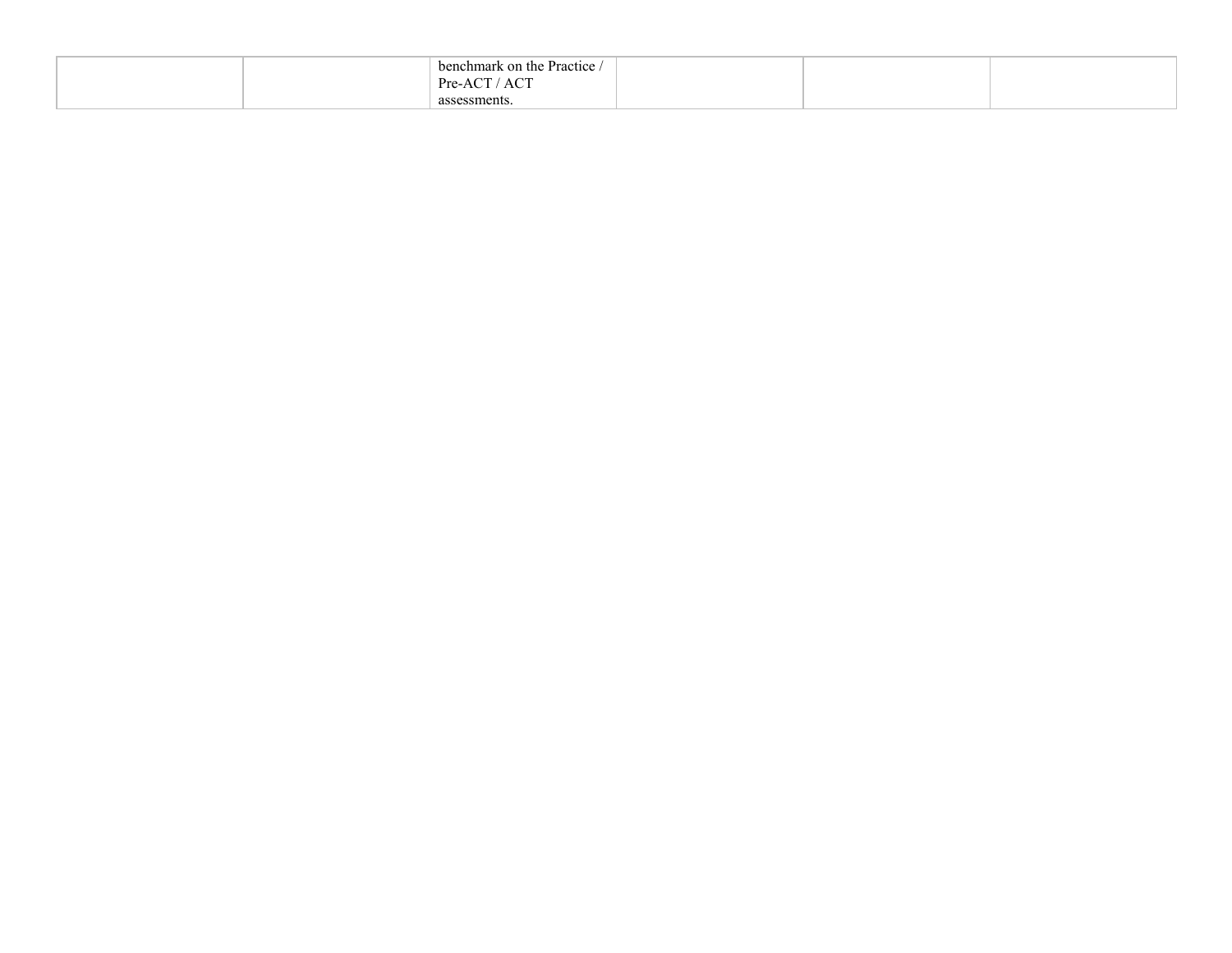| | | | | | |
|---|---|---|---|---|---|
| | | benchmark on the Practice / Pre-ACT / ACT assessments. | | | |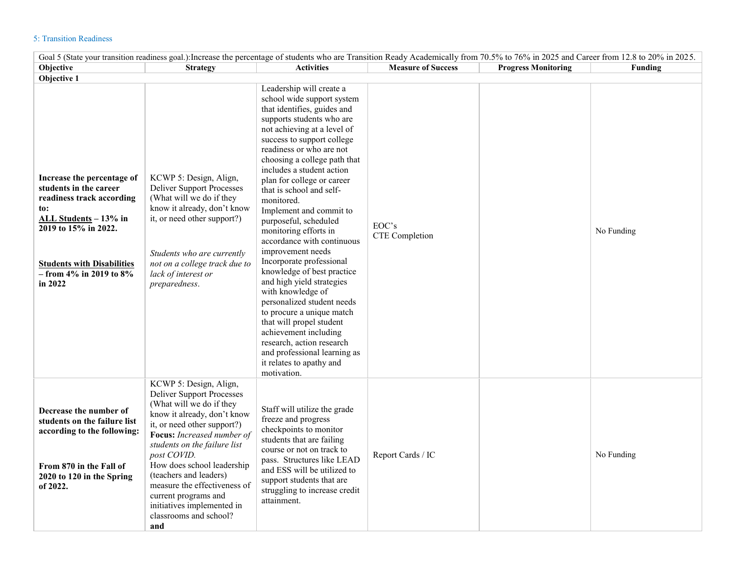5: Transition Readiness

| Goal 5 (State your transition readiness goal.):Increase the percentage of students who are Transition Ready Academically from 70.5% to 76% in 2025 and Career from 12.8 to 20% in 2025. | | | | | |
|---|---|---|---|---|---|
| **Objective** | **Strategy** | **Activities** | **Measure of Success** | **Progress Monitoring** | **Funding** |
| **Objective 1** | | | | | |
| **Increase the percentage of students in the career readiness track according to:** **<u>ALL Students</u> – 13% in 2019 to 15% in 2022.** **<u>Students with Disabilities</u> – from 4% in 2019 to 8% in 2022** | KCWP 5: Design, Align, Deliver Support Processes (What will we do if they know it already, don't know it, or need other support?) *Students who are currently not on a college track due to lack of interest or preparedness.* | Leadership will create a school wide support system that identifies, guides and supports students who are not achieving at a level of success to support college readiness or who are not choosing a college path that includes a student action plan for college or career that is school and self-monitored. Implement and commit to purposeful, scheduled monitoring efforts in accordance with continuous improvement needs Incorporate professional knowledge of best practice and high yield strategies with knowledge of personalized student needs to procure a unique match that will propel student achievement including research, action research and professional learning as it relates to apathy and motivation. | EOC's CTE Completion | | No Funding |
| **Decrease the number of students on the failure list according to the following:** **From 870 in the Fall of 2020 to 120 in the Spring of 2022.** | KCWP 5: Design, Align, Deliver Support Processes (What will we do if they know it already, don't know it, or need other support?) **Focus:** *Increased number of students on the failure list post COVID.* How does school leadership (teachers and leaders) measure the effectiveness of current programs and initiatives implemented in classrooms and school? **and** | Staff will utilize the grade freeze and progress checkpoints to monitor students that are failing course or not on track to pass. Structures like LEAD and ESS will be utilized to support students that are struggling to increase credit attainment. | Report Cards / IC | | No Funding |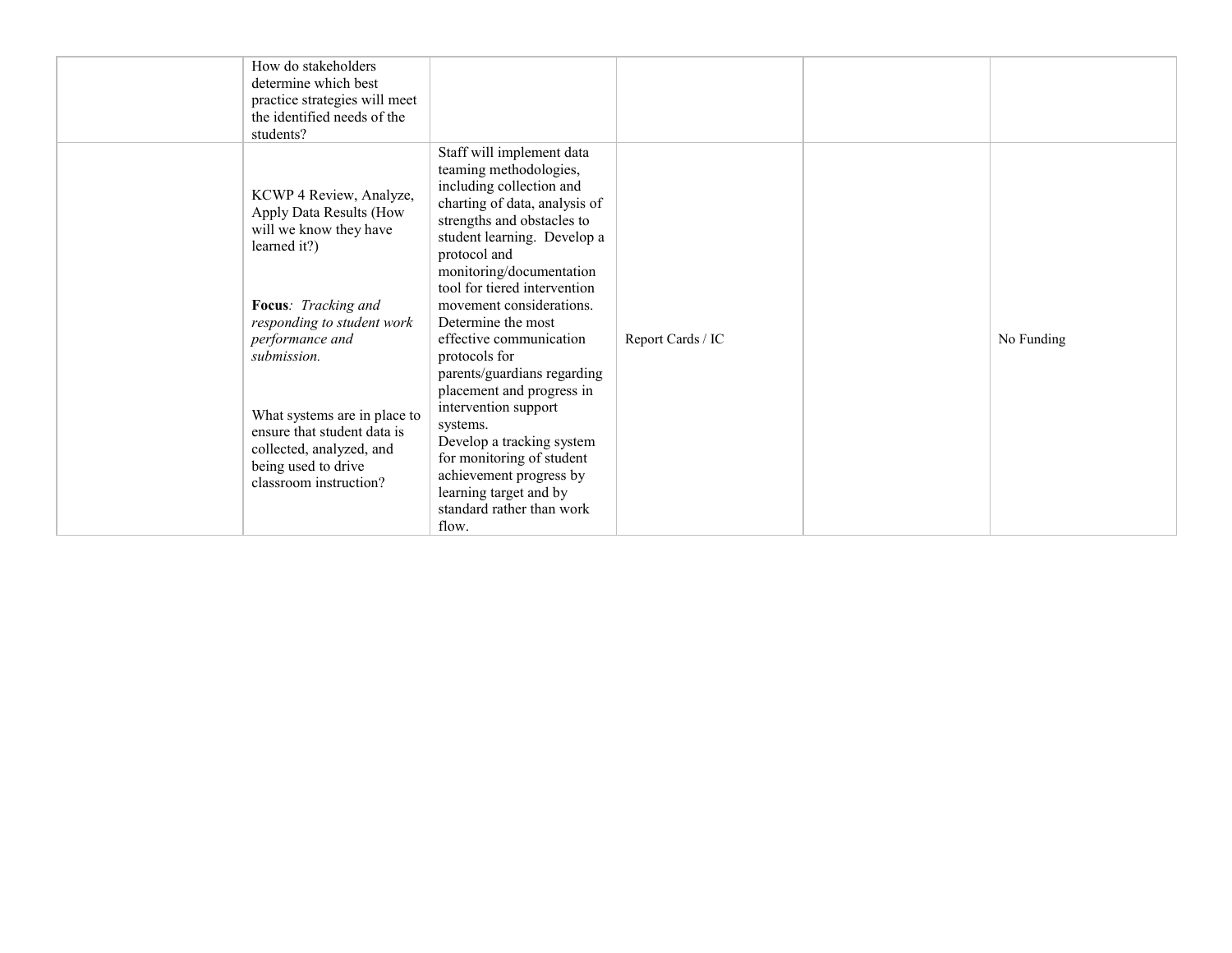| | | | | | |
|---|---|---|---|---|---|
| | How do stakeholders determine which best practice strategies will meet the identified needs of the students? | | | | |
| | KCWP 4 Review, Analyze, Apply Data Results (How will we know they have learned it?)<br><br>**Focus**: *Tracking and responding to student work performance and submission.*<br><br>What systems are in place to ensure that student data is collected, analyzed, and being used to drive classroom instruction? | Staff will implement data teaming methodologies, including collection and charting of data, analysis of strengths and obstacles to student learning. Develop a protocol and monitoring/documentation tool for tiered intervention movement considerations. Determine the most effective communication protocols for parents/guardians regarding placement and progress in intervention support systems.<br>Develop a tracking system for monitoring of student achievement progress by learning target and by standard rather than work flow. | Report Cards / IC | | No Funding |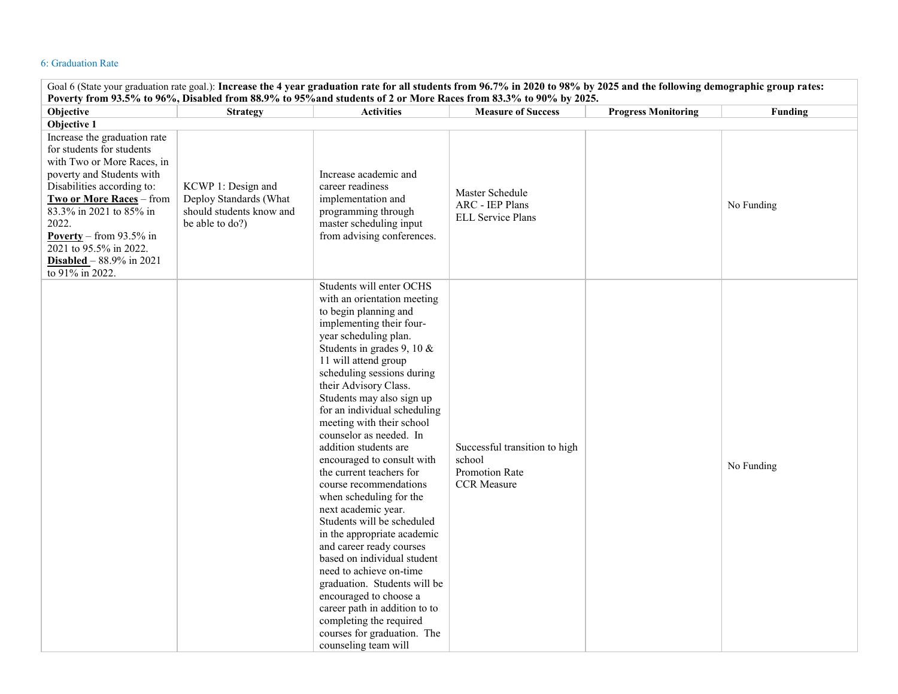## 6: Graduation Rate

| Goal 6 (State your graduation rate goal.): **Increase the 4 year graduation rate for all students from 96.7% in 2020 to 98% by 2025 and the following demographic group rates: Poverty from 93.5% to 96%, Disabled from 88.9% to 95%and students of 2 or More Races from 83.3% to 90% by 2025.** | | | | | |
|---|---|---|---|---|---|
| **Objective** | **Strategy** | **Activities** | **Measure of Success** | **Progress Monitoring** | **Funding** |
| **Objective 1** | | | | | |
| Increase the graduation rate for students for students with Two or More Races, in poverty and Students with Disabilities according to: **Two or More Races** – from 83.3% in 2021 to 85% in 2022. **Poverty** – from 93.5% in 2021 to 95.5% in 2022. **Disabled** – 88.9% in 2021 to 91% in 2022. | KCWP 1: Design and Deploy Standards (What should students know and be able to do?) | Increase academic and career readiness implementation and programming through master scheduling input from advising conferences. | Master Schedule<br>ARC - IEP Plans<br>ELL Service Plans | | No Funding |
| | | Students will enter OCHS with an orientation meeting to begin planning and implementing their four-year scheduling plan. Students in grades 9, 10 & 11 will attend group scheduling sessions during their Advisory Class. Students may also sign up for an individual scheduling meeting with their school counselor as needed. In addition students are encouraged to consult with the current teachers for course recommendations when scheduling for the next academic year. Students will be scheduled in the appropriate academic and career ready courses based on individual student need to achieve on-time graduation. Students will be encouraged to choose a career path in addition to to completing the required courses for graduation. The counseling team will | Successful transition to high school<br>Promotion Rate<br>CCR Measure | | No Funding |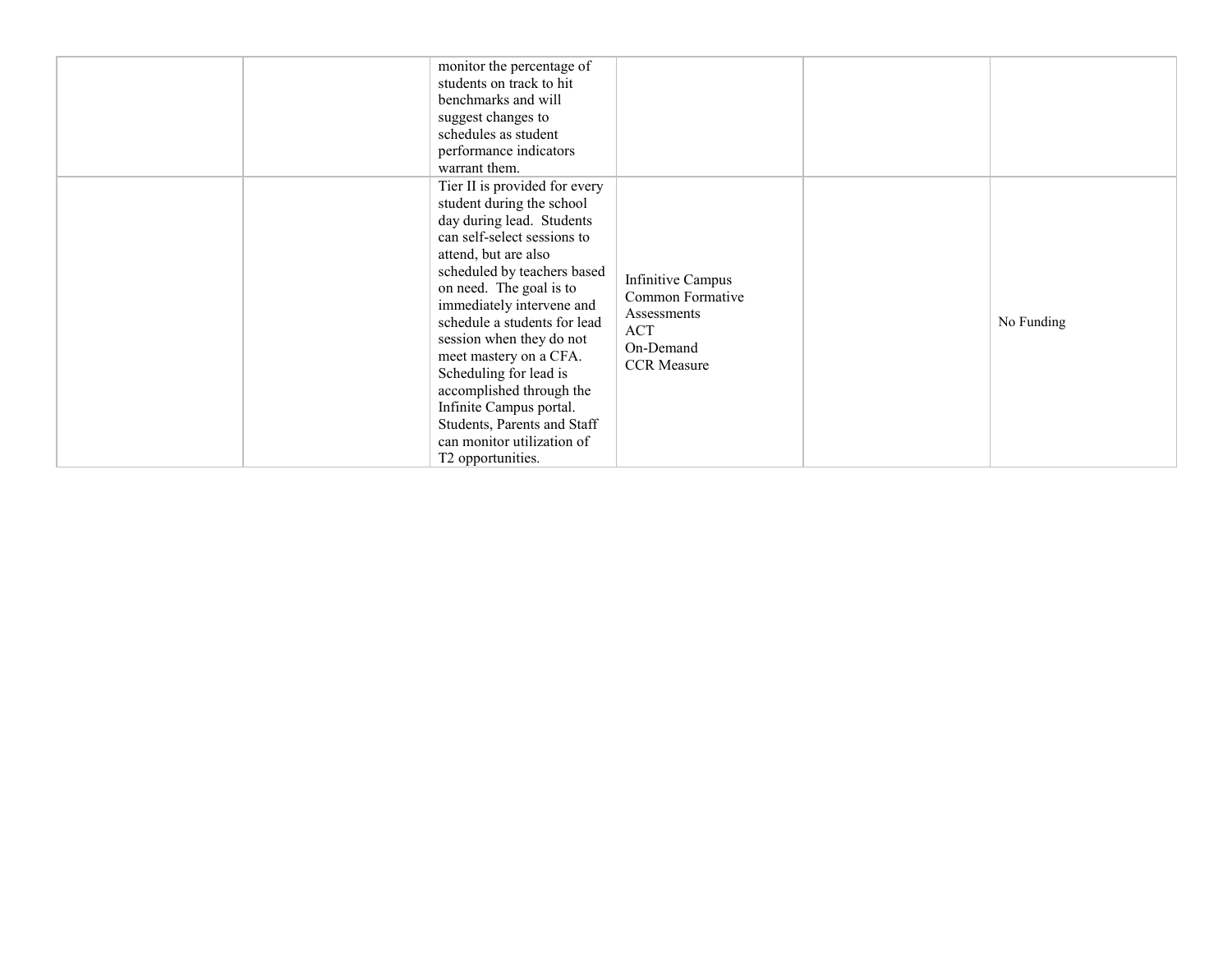| | | | | | |
|---|---|---|---|---|---|
| | | monitor the percentage of students on track to hit benchmarks and will suggest changes to schedules as student performance indicators warrant them. | | | |
| | | Tier II is provided for every student during the school day during lead. Students can self-select sessions to attend, but are also scheduled by teachers based on need. The goal is to immediately intervene and schedule a students for lead session when they do not meet mastery on a CFA. Scheduling for lead is accomplished through the Infinite Campus portal. Students, Parents and Staff can monitor utilization of T2 opportunities. | Infinitive Campus<br>Common Formative Assessments<br>ACT<br>On-Demand<br>CCR Measure | | No Funding |